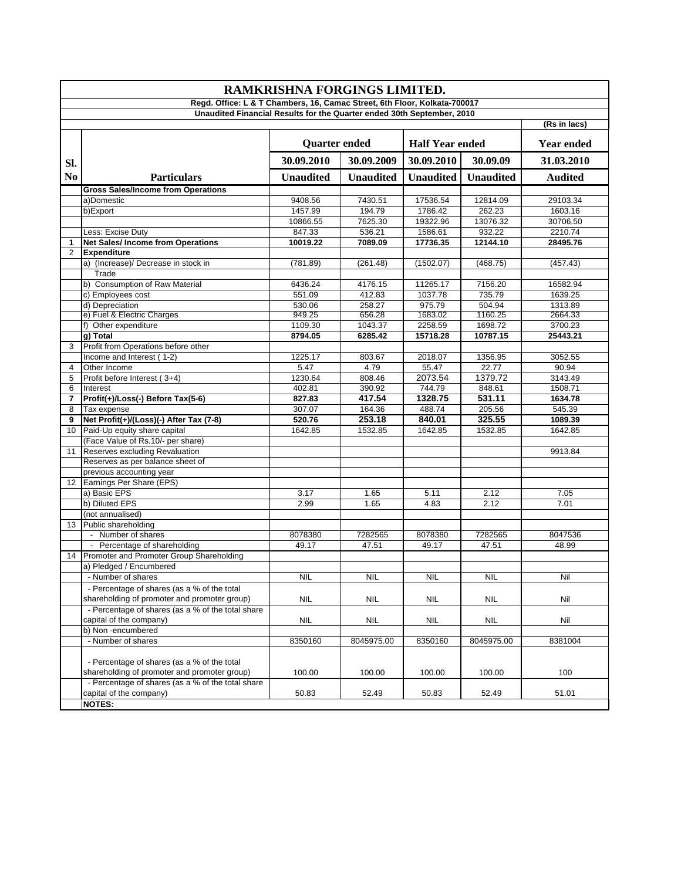# RAMKRISHNA FORGINGS LIMITED.

**Regd. Office: L & T Chambers, 16, Camac Street, 6th Floor, Kolkata-700017**

**Unaudited Financial Results for the Quarter ended 30th September, 2010**

(Rs in lacs)

| Sl. No | Particulars | Quarter ended | | Half Year ended | | Year ended |
|---|---|---|---|---|---|---|
| | | 30.09.2010 | 30.09.2009 | 30.09.2010 | 30.09.09 | 31.03.2010 |
| | | Unaudited | Unaudited | Unaudited | Unaudited | Audited |
| | **Gross Sales/Income from Operations** | | | | | |
| | a)Domestic | 9408.56 | 7430.51 | 17536.54 | 12814.09 | 29103.34 |
| | b)Export | 1457.99 | 194.79 | 1786.42 | 262.23 | 1603.16 |
| | | 10866.55 | 7625.30 | 19322.96 | 13076.32 | 30706.50 |
| | Less: Excise Duty | 847.33 | 536.21 | 1586.61 | 932.22 | 2210.74 |
| 1 | **Net Sales/ Income from Operations** | **10019.22** | **7089.09** | **17736.35** | **12144.10** | **28495.76** |
| 2 | **Expenditure** | | | | | |
| | a) (Increase)/ Decrease in stock in Trade | (781.89) | (261.48) | (1502.07) | (468.75) | (457.43) |
| | b) Consumption of Raw Material | 6436.24 | 4176.15 | 11265.17 | 7156.20 | 16582.94 |
| | c) Employees cost | 551.09 | 412.83 | 1037.78 | 735.79 | 1639.25 |
| | d) Depreciation | 530.06 | 258.27 | 975.79 | 504.94 | 1313.89 |
| | e) Fuel & Electric Charges | 949.25 | 656.28 | 1683.02 | 1160.25 | 2664.33 |
| | f) Other expenditure | 1109.30 | 1043.37 | 2258.59 | 1698.72 | 3700.23 |
| | **g) Total** | **8794.05** | **6285.42** | **15718.28** | **10787.15** | **25443.21** |
| 3 | Profit from Operations before other Income and Interest ( 1-2) | 1225.17 | 803.67 | 2018.07 | 1356.95 | 3052.55 |
| 4 | Other Income | 5.47 | 4.79 | 55.47 | 22.77 | 90.94 |
| 5 | Profit before Interest ( 3+4) | 1230.64 | 808.46 | 2073.54 | 1379.72 | 3143.49 |
| 6 | Interest | 402.81 | 390.92 | 744.79 | 848.61 | 1508.71 |
| 7 | **Profit(+)/Loss(-) Before Tax(5-6)** | **827.83** | **417.54** | **1328.75** | **531.11** | **1634.78** |
| 8 | Tax expense | 307.07 | 164.36 | 488.74 | 205.56 | 545.39 |
| 9 | **Net Profit(+)/(Loss)(-) After Tax (7-8)** | **520.76** | **253.18** | **840.01** | **325.55** | **1089.39** |
| 10 | Paid-Up equity share capital | 1642.85 | 1532.85 | 1642.85 | 1532.85 | 1642.85 |
| | (Face Value of Rs.10/- per share) | | | | | |
| 11 | Reserves excluding Revaluation | | | | | 9913.84 |
| | Reserves as per balance sheet of previous accounting year | | | | | |
| 12 | Earnings Per Share (EPS) | | | | | |
| | a) Basic EPS | 3.17 | 1.65 | 5.11 | 2.12 | 7.05 |
| | b) Diluted EPS | 2.99 | 1.65 | 4.83 | 2.12 | 7.01 |
| | (not annualised) | | | | | |
| 13 | Public shareholding | | | | | |
| | - Number of shares | 8078380 | 7282565 | 8078380 | 7282565 | 8047536 |
| | - Percentage of shareholding | 49.17 | 47.51 | 49.17 | 47.51 | 48.99 |
| 14 | Promoter and Promoter Group Shareholding | | | | | |
| | a) Pledged / Encumbered | | | | | |
| | - Number of shares | NIL | NIL | NIL | NIL | Nil |
| | - Percentage of shares (as a % of the total shareholding of promoter and promoter group) | NIL | NIL | NIL | NIL | Nil |
| | - Percentage of shares (as a % of the total share capital of the company) | NIL | NIL | NIL | NIL | Nil |
| | b) Non -encumbered | | | | | |
| | - Number of shares | 8350160 | 8045975.00 | 8350160 | 8045975.00 | 8381004 |
| | - Percentage of shares (as a % of the total shareholding of promoter and promoter group) | 100.00 | 100.00 | 100.00 | 100.00 | 100 |
| | - Percentage of shares (as a % of the total share capital of the company) | 50.83 | 52.49 | 50.83 | 52.49 | 51.01 |
| | **NOTES:** | | | | | |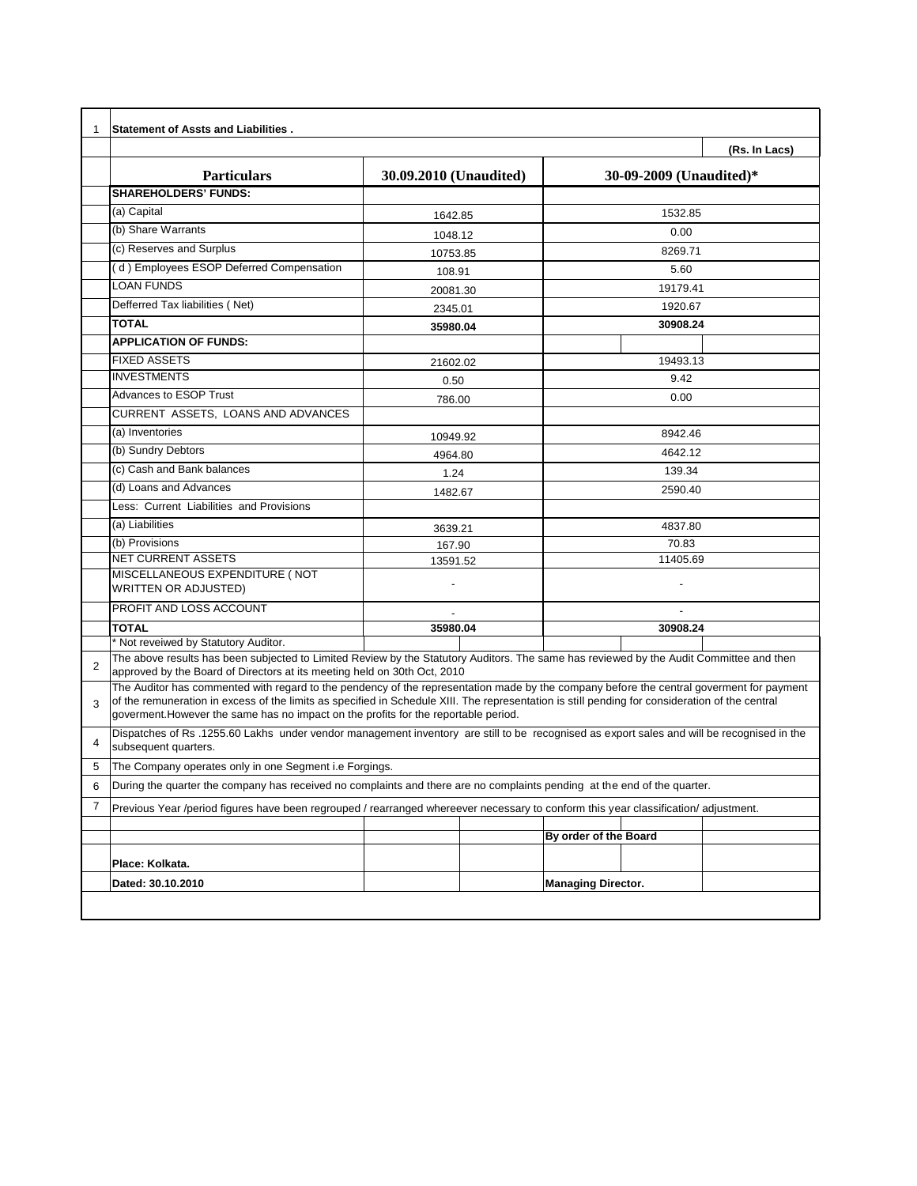1 **Statement of Assts and Liabilities .**

(Rs. In Lacs)

| Particulars | 30.09.2010 (Unaudited) | 30-09-2009 (Unaudited)* |
|---|---|---|
| **SHAREHOLDERS' FUNDS:** | | |
| (a) Capital | 1642.85 | 1532.85 |
| (b) Share Warrants | 1048.12 | 0.00 |
| (c) Reserves and Surplus | 10753.85 | 8269.71 |
| ( d ) Employees ESOP Deferred Compensation | 108.91 | 5.60 |
| LOAN FUNDS | 20081.30 | 19179.41 |
| Defferred Tax liabilities ( Net) | 2345.01 | 1920.67 |
| **TOTAL** | **35980.04** | **30908.24** |
| **APPLICATION OF FUNDS:** | | |
| FIXED ASSETS | 21602.02 | 19493.13 |
| INVESTMENTS | 0.50 | 9.42 |
| Advances to ESOP Trust | 786.00 | 0.00 |
| CURRENT ASSETS, LOANS AND ADVANCES | | |
| (a) Inventories | 10949.92 | 8942.46 |
| (b) Sundry Debtors | 4964.80 | 4642.12 |
| (c) Cash and Bank balances | 1.24 | 139.34 |
| (d) Loans and Advances | 1482.67 | 2590.40 |
| Less: Current Liabilities and Provisions | | |
| (a) Liabilities | 3639.21 | 4837.80 |
| (b) Provisions | 167.90 | 70.83 |
| NET CURRENT ASSETS | 13591.52 | 11405.69 |
| MISCELLANEOUS EXPENDITURE ( NOT WRITTEN OR ADJUSTED) | - | - |
| PROFIT AND LOSS ACCOUNT | - | - |
| **TOTAL** | **35980.04** | **30908.24** |

* Not reveiwed by Statutory Auditor.

2 The above results has been subjected to Limited Review by the Statutory Auditors. The same has reviewed by the Audit Committee and then approved by the Board of Directors at its meeting held on 30th Oct, 2010

3 The Auditor has commented with regard to the pendency of the representation made by the company before the central goverment for payment of the remuneration in excess of the limits as specified in Schedule XIII. The representation is still pending for consideration of the central goverment.However the same has no impact on the profits for the reportable period.

4 Dispatches of Rs .1255.60 Lakhs under vendor management inventory are still to be recognised as export sales and will be recognised in the subsequent quarters.

5 The Company operates only in one Segment i.e Forgings.

6 During the quarter the company has received no complaints and there are no complaints pending at the end of the quarter.

7 Previous Year /period figures have been regrouped / rearranged whereever necessary to conform this year classification/ adjustment.

**By order of the Board**

**Place: Kolkata.**

**Dated: 30.10.2010**

**Managing Director.**